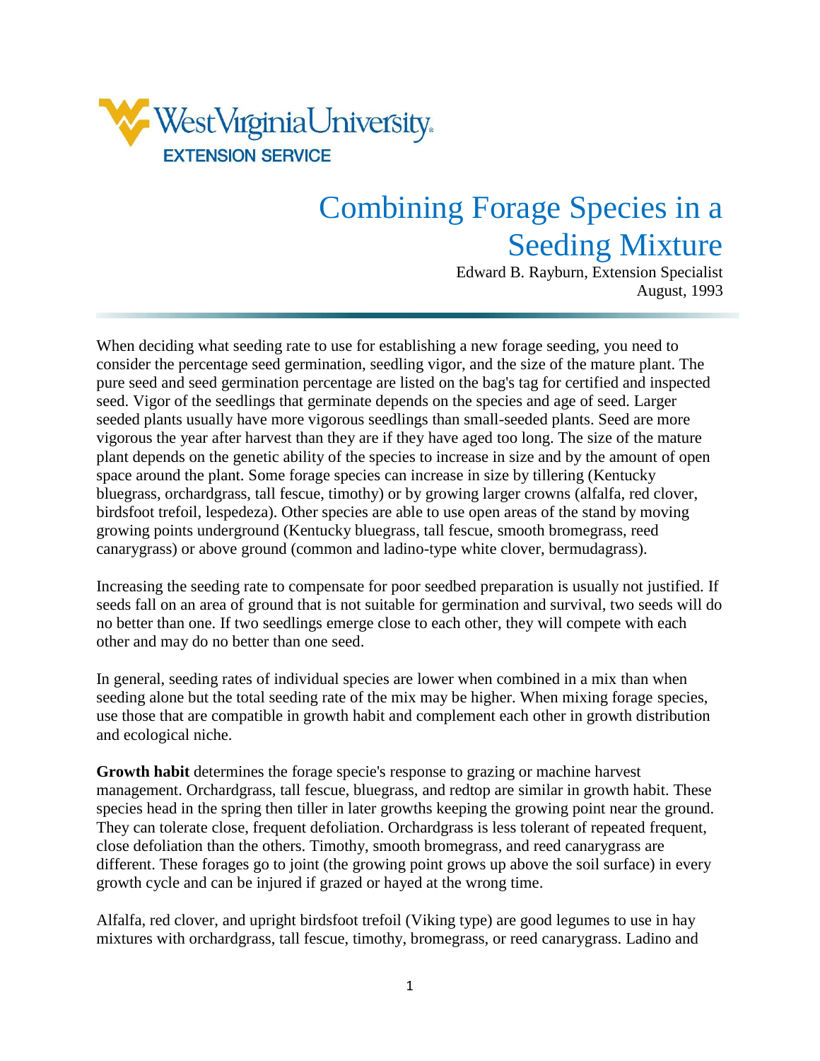West Virginia University EXTENSION SERVICE

# Combining Forage Species in a Seeding Mixture

Edward B. Rayburn, Extension Specialist
August, 1993

When deciding what seeding rate to use for establishing a new forage seeding, you need to consider the percentage seed germination, seedling vigor, and the size of the mature plant. The pure seed and seed germination percentage are listed on the bag's tag for certified and inspected seed. Vigor of the seedlings that germinate depends on the species and age of seed. Larger seeded plants usually have more vigorous seedlings than small-seeded plants. Seed are more vigorous the year after harvest than they are if they have aged too long. The size of the mature plant depends on the genetic ability of the species to increase in size and by the amount of open space around the plant. Some forage species can increase in size by tillering (Kentucky bluegrass, orchardgrass, tall fescue, timothy) or by growing larger crowns (alfalfa, red clover, birdsfoot trefoil, lespedeza). Other species are able to use open areas of the stand by moving growing points underground (Kentucky bluegrass, tall fescue, smooth bromegrass, reed canarygrass) or above ground (common and ladino-type white clover, bermudagrass).

Increasing the seeding rate to compensate for poor seedbed preparation is usually not justified. If seeds fall on an area of ground that is not suitable for germination and survival, two seeds will do no better than one. If two seedlings emerge close to each other, they will compete with each other and may do no better than one seed.

In general, seeding rates of individual species are lower when combined in a mix than when seeding alone but the total seeding rate of the mix may be higher. When mixing forage species, use those that are compatible in growth habit and complement each other in growth distribution and ecological niche.

**Growth habit** determines the forage specie's response to grazing or machine harvest management. Orchardgrass, tall fescue, bluegrass, and redtop are similar in growth habit. These species head in the spring then tiller in later growths keeping the growing point near the ground. They can tolerate close, frequent defoliation. Orchardgrass is less tolerant of repeated frequent, close defoliation than the others. Timothy, smooth bromegrass, and reed canarygrass are different. These forages go to joint (the growing point grows up above the soil surface) in every growth cycle and can be injured if grazed or hayed at the wrong time.

Alfalfa, red clover, and upright birdsfoot trefoil (Viking type) are good legumes to use in hay mixtures with orchardgrass, tall fescue, timothy, bromegrass, or reed canarygrass. Ladino and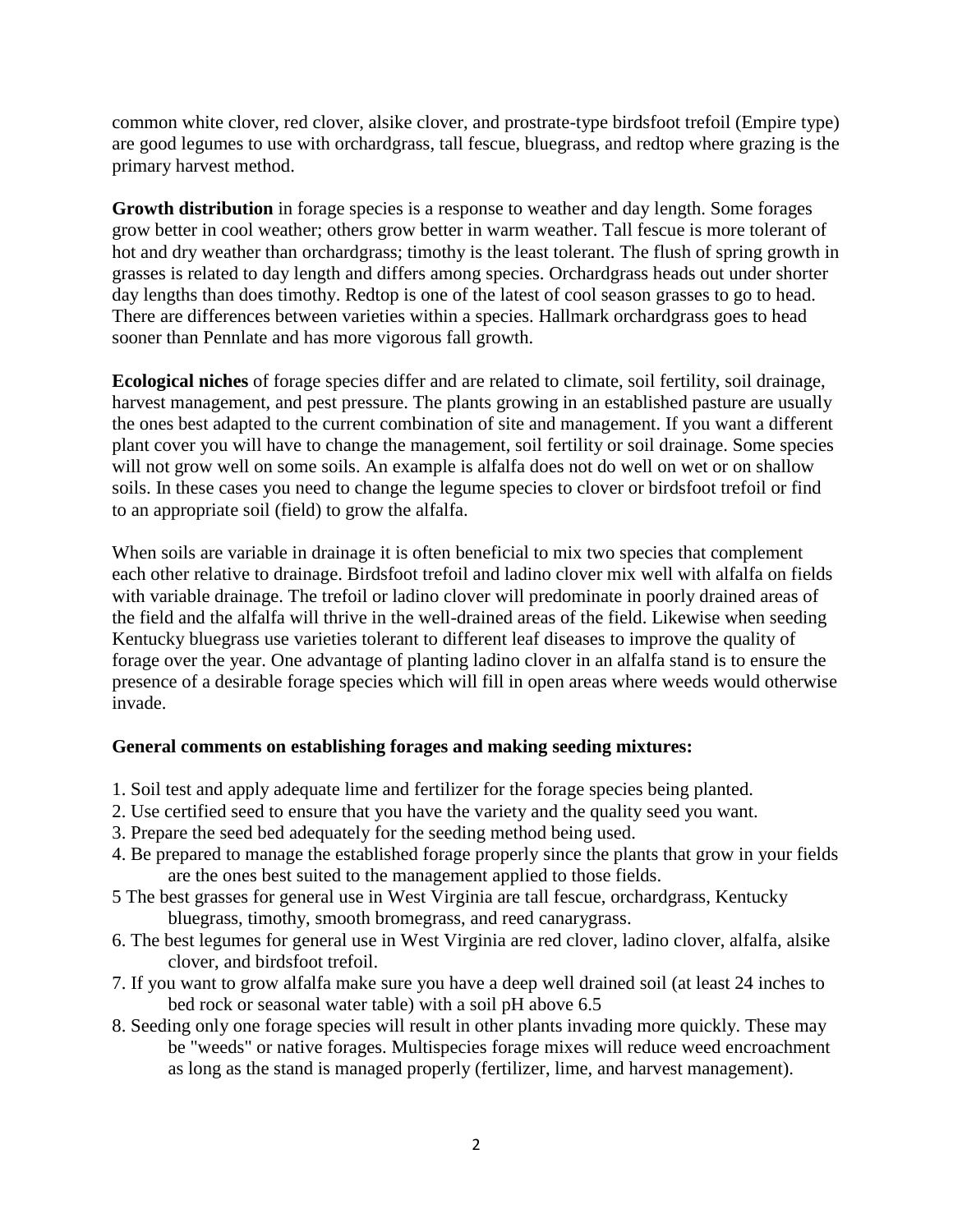common white clover, red clover, alsike clover, and prostrate-type birdsfoot trefoil (Empire type) are good legumes to use with orchardgrass, tall fescue, bluegrass, and redtop where grazing is the primary harvest method.

**Growth distribution** in forage species is a response to weather and day length. Some forages grow better in cool weather; others grow better in warm weather. Tall fescue is more tolerant of hot and dry weather than orchardgrass; timothy is the least tolerant. The flush of spring growth in grasses is related to day length and differs among species. Orchardgrass heads out under shorter day lengths than does timothy. Redtop is one of the latest of cool season grasses to go to head. There are differences between varieties within a species. Hallmark orchardgrass goes to head sooner than Pennlate and has more vigorous fall growth.

**Ecological niches** of forage species differ and are related to climate, soil fertility, soil drainage, harvest management, and pest pressure. The plants growing in an established pasture are usually the ones best adapted to the current combination of site and management. If you want a different plant cover you will have to change the management, soil fertility or soil drainage. Some species will not grow well on some soils. An example is alfalfa does not do well on wet or on shallow soils. In these cases you need to change the legume species to clover or birdsfoot trefoil or find to an appropriate soil (field) to grow the alfalfa.

When soils are variable in drainage it is often beneficial to mix two species that complement each other relative to drainage. Birdsfoot trefoil and ladino clover mix well with alfalfa on fields with variable drainage. The trefoil or ladino clover will predominate in poorly drained areas of the field and the alfalfa will thrive in the well-drained areas of the field. Likewise when seeding Kentucky bluegrass use varieties tolerant to different leaf diseases to improve the quality of forage over the year. One advantage of planting ladino clover in an alfalfa stand is to ensure the presence of a desirable forage species which will fill in open areas where weeds would otherwise invade.

**General comments on establishing forages and making seeding mixtures:**

1. Soil test and apply adequate lime and fertilizer for the forage species being planted.
2. Use certified seed to ensure that you have the variety and the quality seed you want.
3. Prepare the seed bed adequately for the seeding method being used.
4. Be prepared to manage the established forage properly since the plants that grow in your fields are the ones best suited to the management applied to those fields.
5 The best grasses for general use in West Virginia are tall fescue, orchardgrass, Kentucky bluegrass, timothy, smooth bromegrass, and reed canarygrass.
6. The best legumes for general use in West Virginia are red clover, ladino clover, alfalfa, alsike clover, and birdsfoot trefoil.
7. If you want to grow alfalfa make sure you have a deep well drained soil (at least 24 inches to bed rock or seasonal water table) with a soil pH above 6.5
8. Seeding only one forage species will result in other plants invading more quickly. These may be "weeds" or native forages. Multispecies forage mixes will reduce weed encroachment as long as the stand is managed properly (fertilizer, lime, and harvest management).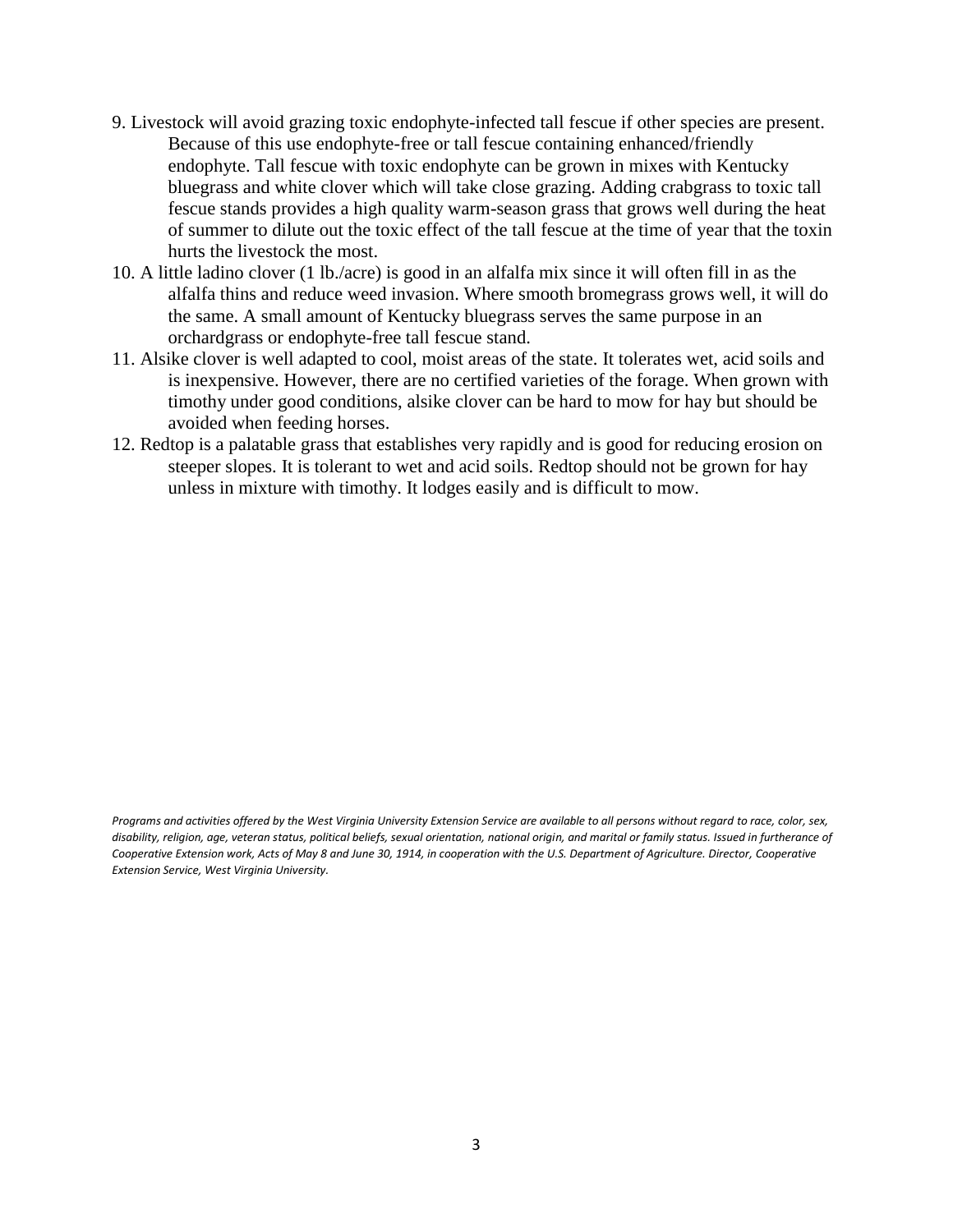9. Livestock will avoid grazing toxic endophyte-infected tall fescue if other species are present. Because of this use endophyte-free or tall fescue containing enhanced/friendly endophyte. Tall fescue with toxic endophyte can be grown in mixes with Kentucky bluegrass and white clover which will take close grazing. Adding crabgrass to toxic tall fescue stands provides a high quality warm-season grass that grows well during the heat of summer to dilute out the toxic effect of the tall fescue at the time of year that the toxin hurts the livestock the most.
10. A little ladino clover (1 lb./acre) is good in an alfalfa mix since it will often fill in as the alfalfa thins and reduce weed invasion. Where smooth bromegrass grows well, it will do the same. A small amount of Kentucky bluegrass serves the same purpose in an orchardgrass or endophyte-free tall fescue stand.
11. Alsike clover is well adapted to cool, moist areas of the state. It tolerates wet, acid soils and is inexpensive. However, there are no certified varieties of the forage. When grown with timothy under good conditions, alsike clover can be hard to mow for hay but should be avoided when feeding horses.
12. Redtop is a palatable grass that establishes very rapidly and is good for reducing erosion on steeper slopes. It is tolerant to wet and acid soils. Redtop should not be grown for hay unless in mixture with timothy. It lodges easily and is difficult to mow.

*Programs and activities offered by the West Virginia University Extension Service are available to all persons without regard to race, color, sex, disability, religion, age, veteran status, political beliefs, sexual orientation, national origin, and marital or family status. Issued in furtherance of Cooperative Extension work, Acts of May 8 and June 30, 1914, in cooperation with the U.S. Department of Agriculture. Director, Cooperative Extension Service, West Virginia University.*